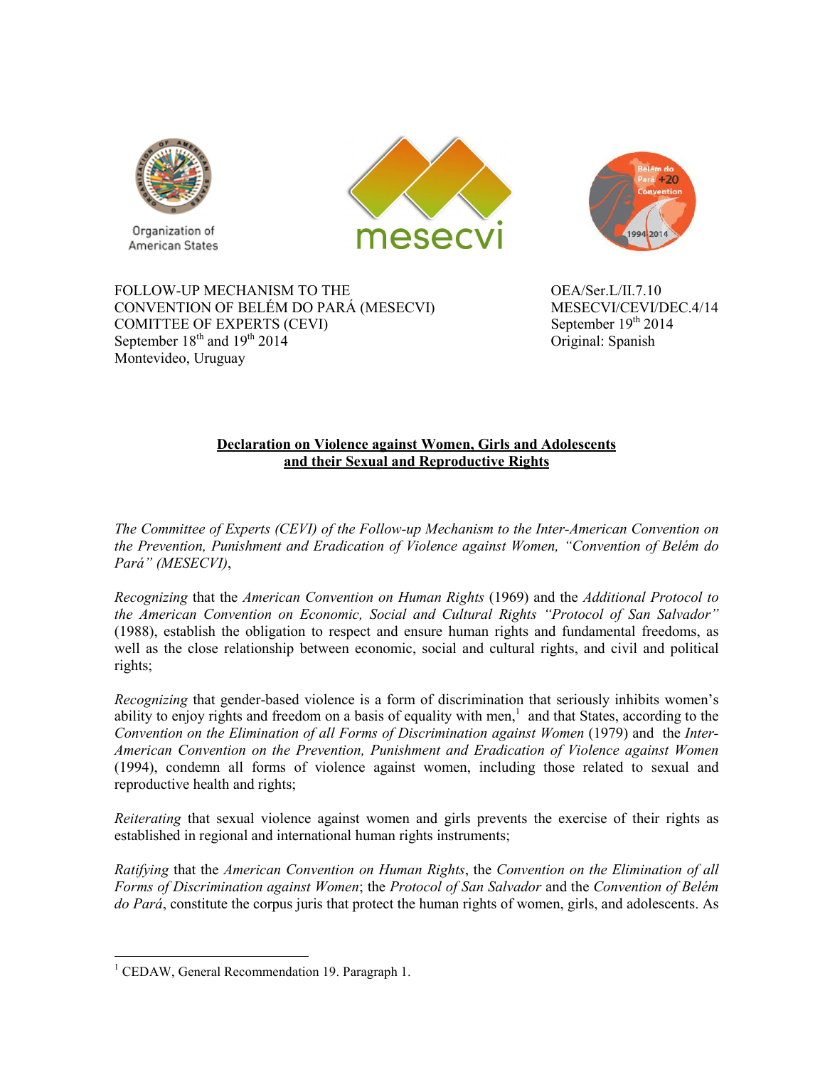Organization of American States

FOLLOW-UP MECHANISM TO THE CONVENTION OF BELÉM DO PARÁ (MESECVI)
COMITTEE OF EXPERTS (CEVI)
September 18th and 19th 2014
Montevideo, Uruguay

OEA/Ser.L/II.7.10
MESECVI/CEVI/DEC.4/14
September 19th 2014
Original: Spanish

**Declaration on Violence against Women, Girls and Adolescents and their Sexual and Reproductive Rights**

*The Committee of Experts (CEVI) of the Follow-up Mechanism to the Inter-American Convention on the Prevention, Punishment and Eradication of Violence against Women, "Convention of Belém do Pará" (MESECVI)*,

*Recognizing* that the *American Convention on Human Rights* (1969) and the *Additional Protocol to the American Convention on Economic, Social and Cultural Rights "Protocol of San Salvador"* (1988), establish the obligation to respect and ensure human rights and fundamental freedoms, as well as the close relationship between economic, social and cultural rights, and civil and political rights;

*Recognizing* that gender-based violence is a form of discrimination that seriously inhibits women's ability to enjoy rights and freedom on a basis of equality with men,[1] and that States, according to the *Convention on the Elimination of all Forms of Discrimination against Women* (1979) and the *Inter-American Convention on the Prevention, Punishment and Eradication of Violence against Women* (1994), condemn all forms of violence against women, including those related to sexual and reproductive health and rights;

*Reiterating* that sexual violence against women and girls prevents the exercise of their rights as established in regional and international human rights instruments;

*Ratifying* that the *American Convention on Human Rights*, the *Convention on the Elimination of all Forms of Discrimination against Women*; the *Protocol of San Salvador* and the *Convention of Belém do Pará*, constitute the corpus juris that protect the human rights of women, girls, and adolescents. As

[1] CEDAW, General Recommendation 19. Paragraph 1.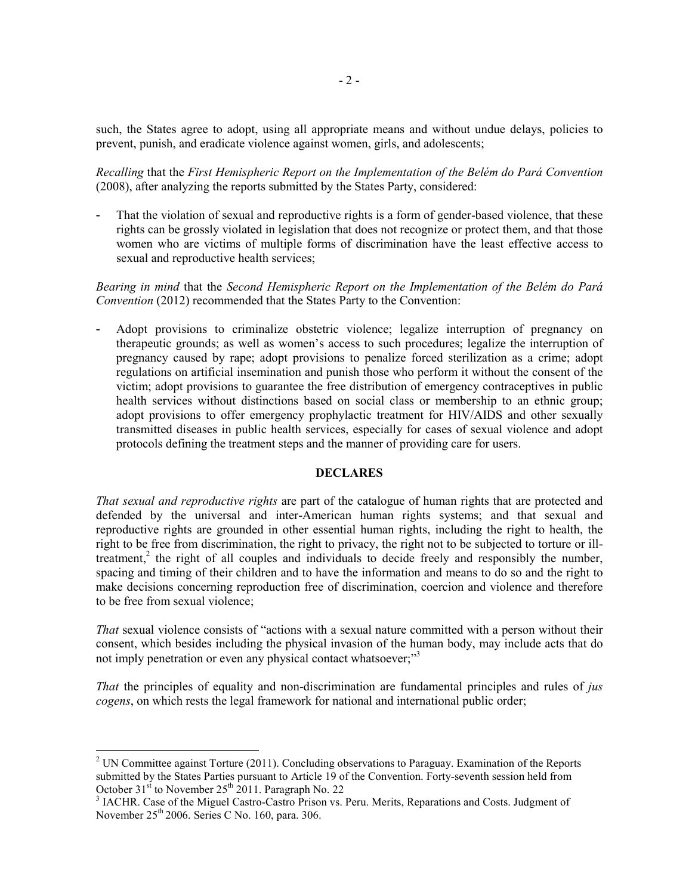such, the States agree to adopt, using all appropriate means and without undue delays, policies to prevent, punish, and eradicate violence against women, girls, and adolescents;

*Recalling* that the *First Hemispheric Report on the Implementation of the Belém do Pará Convention* (2008), after analyzing the reports submitted by the States Party, considered:

- That the violation of sexual and reproductive rights is a form of gender-based violence, that these rights can be grossly violated in legislation that does not recognize or protect them, and that those women who are victims of multiple forms of discrimination have the least effective access to sexual and reproductive health services;

*Bearing in mind* that the *Second Hemispheric Report on the Implementation of the Belém do Pará Convention* (2012) recommended that the States Party to the Convention:

- Adopt provisions to criminalize obstetric violence; legalize interruption of pregnancy on therapeutic grounds; as well as women's access to such procedures; legalize the interruption of pregnancy caused by rape; adopt provisions to penalize forced sterilization as a crime; adopt regulations on artificial insemination and punish those who perform it without the consent of the victim; adopt provisions to guarantee the free distribution of emergency contraceptives in public health services without distinctions based on social class or membership to an ethnic group; adopt provisions to offer emergency prophylactic treatment for HIV/AIDS and other sexually transmitted diseases in public health services, especially for cases of sexual violence and adopt protocols defining the treatment steps and the manner of providing care for users.

## DECLARES

*That sexual and reproductive rights* are part of the catalogue of human rights that are protected and defended by the universal and inter-American human rights systems; and that sexual and reproductive rights are grounded in other essential human rights, including the right to health, the right to be free from discrimination, the right to privacy, the right not to be subjected to torture or ill-treatment,[2] the right of all couples and individuals to decide freely and responsibly the number, spacing and timing of their children and to have the information and means to do so and the right to make decisions concerning reproduction free of discrimination, coercion and violence and therefore to be free from sexual violence;

*That* sexual violence consists of "actions with a sexual nature committed with a person without their consent, which besides including the physical invasion of the human body, may include acts that do not imply penetration or even any physical contact whatsoever;"[3]

*That* the principles of equality and non-discrimination are fundamental principles and rules of *jus cogens*, on which rests the legal framework for national and international public order;

---

[2] UN Committee against Torture (2011). Concluding observations to Paraguay. Examination of the Reports submitted by the States Parties pursuant to Article 19 of the Convention. Forty-seventh session held from October 31st to November 25th 2011. Paragraph No. 22

[3] IACHR. Case of the Miguel Castro-Castro Prison vs. Peru. Merits, Reparations and Costs. Judgment of November 25th 2006. Series C No. 160, para. 306.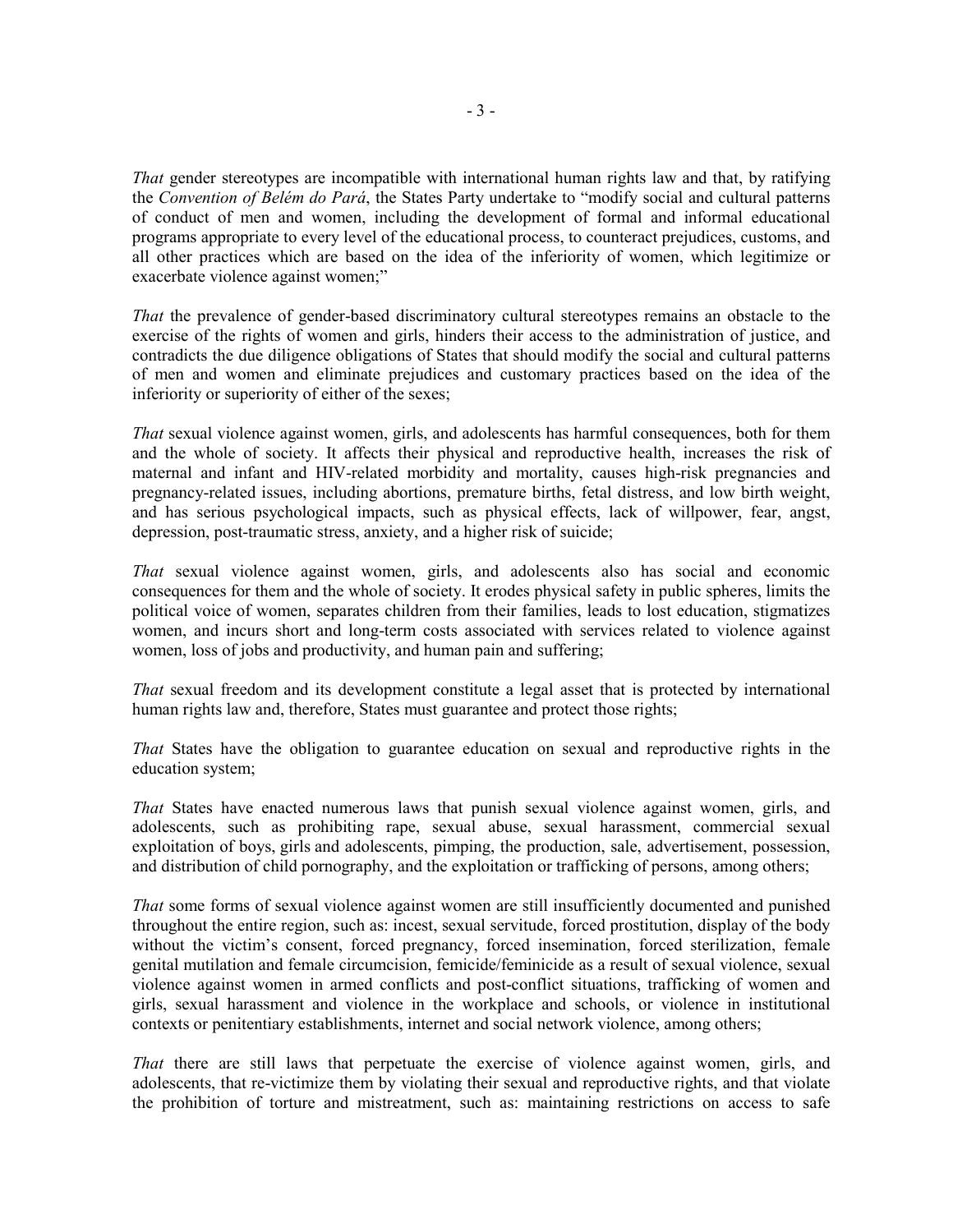*That* gender stereotypes are incompatible with international human rights law and that, by ratifying the *Convention of Belém do Pará*, the States Party undertake to "modify social and cultural patterns of conduct of men and women, including the development of formal and informal educational programs appropriate to every level of the educational process, to counteract prejudices, customs, and all other practices which are based on the idea of the inferiority of women, which legitimize or exacerbate violence against women;"

*That* the prevalence of gender-based discriminatory cultural stereotypes remains an obstacle to the exercise of the rights of women and girls, hinders their access to the administration of justice, and contradicts the due diligence obligations of States that should modify the social and cultural patterns of men and women and eliminate prejudices and customary practices based on the idea of the inferiority or superiority of either of the sexes;

*That* sexual violence against women, girls, and adolescents has harmful consequences, both for them and the whole of society. It affects their physical and reproductive health, increases the risk of maternal and infant and HIV-related morbidity and mortality, causes high-risk pregnancies and pregnancy-related issues, including abortions, premature births, fetal distress, and low birth weight, and has serious psychological impacts, such as physical effects, lack of willpower, fear, angst, depression, post-traumatic stress, anxiety, and a higher risk of suicide;

*That* sexual violence against women, girls, and adolescents also has social and economic consequences for them and the whole of society. It erodes physical safety in public spheres, limits the political voice of women, separates children from their families, leads to lost education, stigmatizes women, and incurs short and long-term costs associated with services related to violence against women, loss of jobs and productivity, and human pain and suffering;

*That* sexual freedom and its development constitute a legal asset that is protected by international human rights law and, therefore, States must guarantee and protect those rights;

*That* States have the obligation to guarantee education on sexual and reproductive rights in the education system;

*That* States have enacted numerous laws that punish sexual violence against women, girls, and adolescents, such as prohibiting rape, sexual abuse, sexual harassment, commercial sexual exploitation of boys, girls and adolescents, pimping, the production, sale, advertisement, possession, and distribution of child pornography, and the exploitation or trafficking of persons, among others;

*That* some forms of sexual violence against women are still insufficiently documented and punished throughout the entire region, such as: incest, sexual servitude, forced prostitution, display of the body without the victim's consent, forced pregnancy, forced insemination, forced sterilization, female genital mutilation and female circumcision, femicide/feminicide as a result of sexual violence, sexual violence against women in armed conflicts and post-conflict situations, trafficking of women and girls, sexual harassment and violence in the workplace and schools, or violence in institutional contexts or penitentiary establishments, internet and social network violence, among others;

*That* there are still laws that perpetuate the exercise of violence against women, girls, and adolescents, that re-victimize them by violating their sexual and reproductive rights, and that violate the prohibition of torture and mistreatment, such as: maintaining restrictions on access to safe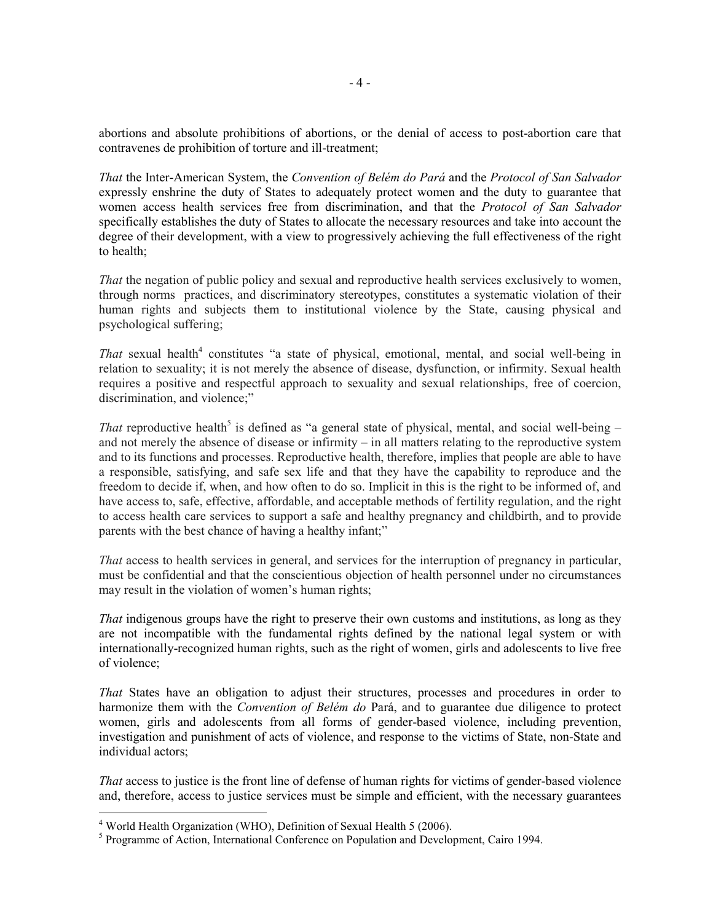abortions and absolute prohibitions of abortions, or the denial of access to post-abortion care that contravenes de prohibition of torture and ill-treatment;

*That* the Inter-American System, the *Convention of Belém do Pará* and the *Protocol of San Salvador* expressly enshrine the duty of States to adequately protect women and the duty to guarantee that women access health services free from discrimination, and that the *Protocol of San Salvador* specifically establishes the duty of States to allocate the necessary resources and take into account the degree of their development, with a view to progressively achieving the full effectiveness of the right to health;

*That* the negation of public policy and sexual and reproductive health services exclusively to women, through norms practices, and discriminatory stereotypes, constitutes a systematic violation of their human rights and subjects them to institutional violence by the State, causing physical and psychological suffering;

*That* sexual health[4] constitutes "a state of physical, emotional, mental, and social well-being in relation to sexuality; it is not merely the absence of disease, dysfunction, or infirmity. Sexual health requires a positive and respectful approach to sexuality and sexual relationships, free of coercion, discrimination, and violence;"

*That* reproductive health[5] is defined as "a general state of physical, mental, and social well-being – and not merely the absence of disease or infirmity – in all matters relating to the reproductive system and to its functions and processes. Reproductive health, therefore, implies that people are able to have a responsible, satisfying, and safe sex life and that they have the capability to reproduce and the freedom to decide if, when, and how often to do so. Implicit in this is the right to be informed of, and have access to, safe, effective, affordable, and acceptable methods of fertility regulation, and the right to access health care services to support a safe and healthy pregnancy and childbirth, and to provide parents with the best chance of having a healthy infant;"

*That* access to health services in general, and services for the interruption of pregnancy in particular, must be confidential and that the conscientious objection of health personnel under no circumstances may result in the violation of women's human rights;

*That* indigenous groups have the right to preserve their own customs and institutions, as long as they are not incompatible with the fundamental rights defined by the national legal system or with internationally-recognized human rights, such as the right of women, girls and adolescents to live free of violence;

*That* States have an obligation to adjust their structures, processes and procedures in order to harmonize them with the *Convention of Belém do* Pará, and to guarantee due diligence to protect women, girls and adolescents from all forms of gender-based violence, including prevention, investigation and punishment of acts of violence, and response to the victims of State, non-State and individual actors;

*That* access to justice is the front line of defense of human rights for victims of gender-based violence and, therefore, access to justice services must be simple and efficient, with the necessary guarantees

---

[4] World Health Organization (WHO), Definition of Sexual Health 5 (2006).

[5] Programme of Action, International Conference on Population and Development, Cairo 1994.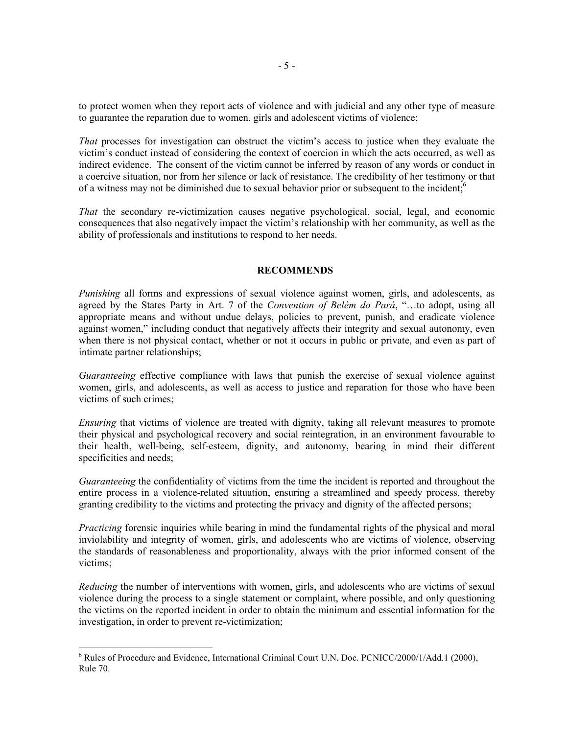to protect women when they report acts of violence and with judicial and any other type of measure to guarantee the reparation due to women, girls and adolescent victims of violence;

*That* processes for investigation can obstruct the victim's access to justice when they evaluate the victim's conduct instead of considering the context of coercion in which the acts occurred, as well as indirect evidence. The consent of the victim cannot be inferred by reason of any words or conduct in a coercive situation, nor from her silence or lack of resistance. The credibility of her testimony or that of a witness may not be diminished due to sexual behavior prior or subsequent to the incident;[6]

*That* the secondary re-victimization causes negative psychological, social, legal, and economic consequences that also negatively impact the victim's relationship with her community, as well as the ability of professionals and institutions to respond to her needs.

**RECOMMENDS**

*Punishing* all forms and expressions of sexual violence against women, girls, and adolescents, as agreed by the States Party in Art. 7 of the *Convention of Belém do Pará*, "…to adopt, using all appropriate means and without undue delays, policies to prevent, punish, and eradicate violence against women," including conduct that negatively affects their integrity and sexual autonomy, even when there is not physical contact, whether or not it occurs in public or private, and even as part of intimate partner relationships;

*Guaranteeing* effective compliance with laws that punish the exercise of sexual violence against women, girls, and adolescents, as well as access to justice and reparation for those who have been victims of such crimes;

*Ensuring* that victims of violence are treated with dignity, taking all relevant measures to promote their physical and psychological recovery and social reintegration, in an environment favourable to their health, well-being, self-esteem, dignity, and autonomy, bearing in mind their different specificities and needs;

*Guaranteeing* the confidentiality of victims from the time the incident is reported and throughout the entire process in a violence-related situation, ensuring a streamlined and speedy process, thereby granting credibility to the victims and protecting the privacy and dignity of the affected persons;

*Practicing* forensic inquiries while bearing in mind the fundamental rights of the physical and moral inviolability and integrity of women, girls, and adolescents who are victims of violence, observing the standards of reasonableness and proportionality, always with the prior informed consent of the victims;

*Reducing* the number of interventions with women, girls, and adolescents who are victims of sexual violence during the process to a single statement or complaint, where possible, and only questioning the victims on the reported incident in order to obtain the minimum and essential information for the investigation, in order to prevent re-victimization;

---

[6] Rules of Procedure and Evidence, International Criminal Court U.N. Doc. PCNICC/2000/1/Add.1 (2000), Rule 70.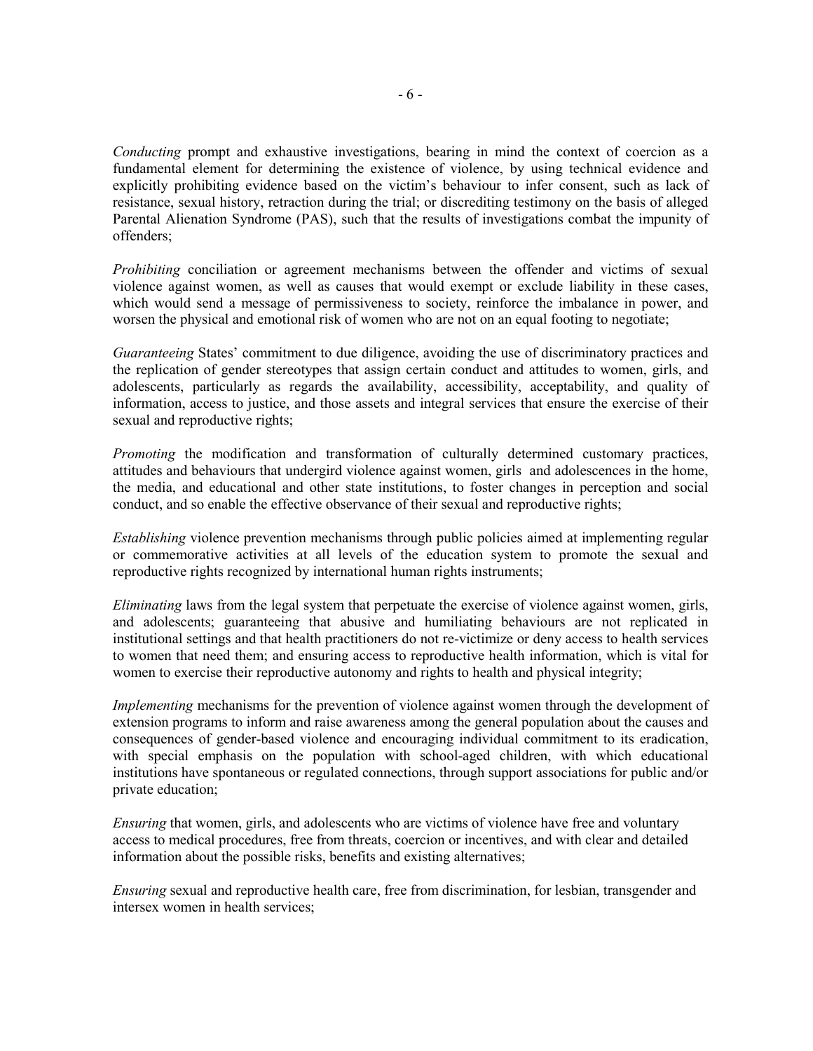*Conducting* prompt and exhaustive investigations, bearing in mind the context of coercion as a fundamental element for determining the existence of violence, by using technical evidence and explicitly prohibiting evidence based on the victim's behaviour to infer consent, such as lack of resistance, sexual history, retraction during the trial; or discrediting testimony on the basis of alleged Parental Alienation Syndrome (PAS), such that the results of investigations combat the impunity of offenders;

*Prohibiting* conciliation or agreement mechanisms between the offender and victims of sexual violence against women, as well as causes that would exempt or exclude liability in these cases, which would send a message of permissiveness to society, reinforce the imbalance in power, and worsen the physical and emotional risk of women who are not on an equal footing to negotiate;

*Guaranteeing* States' commitment to due diligence, avoiding the use of discriminatory practices and the replication of gender stereotypes that assign certain conduct and attitudes to women, girls, and adolescents, particularly as regards the availability, accessibility, acceptability, and quality of information, access to justice, and those assets and integral services that ensure the exercise of their sexual and reproductive rights;

*Promoting* the modification and transformation of culturally determined customary practices, attitudes and behaviours that undergird violence against women, girls and adolescences in the home, the media, and educational and other state institutions, to foster changes in perception and social conduct, and so enable the effective observance of their sexual and reproductive rights;

*Establishing* violence prevention mechanisms through public policies aimed at implementing regular or commemorative activities at all levels of the education system to promote the sexual and reproductive rights recognized by international human rights instruments;

*Eliminating* laws from the legal system that perpetuate the exercise of violence against women, girls, and adolescents; guaranteeing that abusive and humiliating behaviours are not replicated in institutional settings and that health practitioners do not re-victimize or deny access to health services to women that need them; and ensuring access to reproductive health information, which is vital for women to exercise their reproductive autonomy and rights to health and physical integrity;

*Implementing* mechanisms for the prevention of violence against women through the development of extension programs to inform and raise awareness among the general population about the causes and consequences of gender-based violence and encouraging individual commitment to its eradication, with special emphasis on the population with school-aged children, with which educational institutions have spontaneous or regulated connections, through support associations for public and/or private education;

*Ensuring* that women, girls, and adolescents who are victims of violence have free and voluntary access to medical procedures, free from threats, coercion or incentives, and with clear and detailed information about the possible risks, benefits and existing alternatives;

*Ensuring* sexual and reproductive health care, free from discrimination, for lesbian, transgender and intersex women in health services;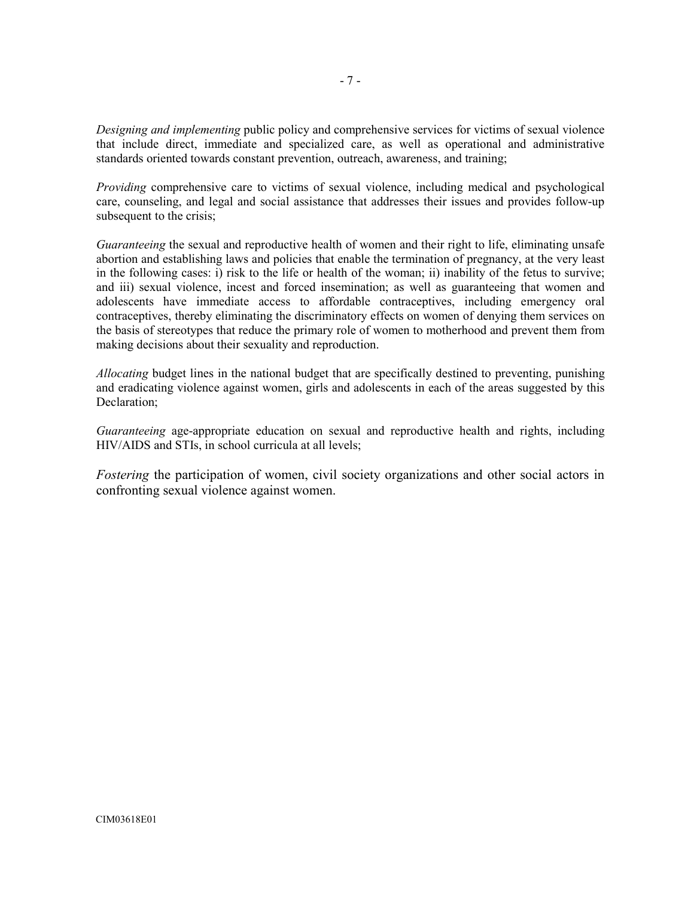*Designing and implementing* public policy and comprehensive services for victims of sexual violence that include direct, immediate and specialized care, as well as operational and administrative standards oriented towards constant prevention, outreach, awareness, and training;

*Providing* comprehensive care to victims of sexual violence, including medical and psychological care, counseling, and legal and social assistance that addresses their issues and provides follow-up subsequent to the crisis;

*Guaranteeing* the sexual and reproductive health of women and their right to life, eliminating unsafe abortion and establishing laws and policies that enable the termination of pregnancy, at the very least in the following cases: i) risk to the life or health of the woman; ii) inability of the fetus to survive; and iii) sexual violence, incest and forced insemination; as well as guaranteeing that women and adolescents have immediate access to affordable contraceptives, including emergency oral contraceptives, thereby eliminating the discriminatory effects on women of denying them services on the basis of stereotypes that reduce the primary role of women to motherhood and prevent them from making decisions about their sexuality and reproduction.

*Allocating* budget lines in the national budget that are specifically destined to preventing, punishing and eradicating violence against women, girls and adolescents in each of the areas suggested by this Declaration;

*Guaranteeing* age-appropriate education on sexual and reproductive health and rights, including HIV/AIDS and STIs, in school curricula at all levels;

*Fostering* the participation of women, civil society organizations and other social actors in confronting sexual violence against women.

CIM03618E01